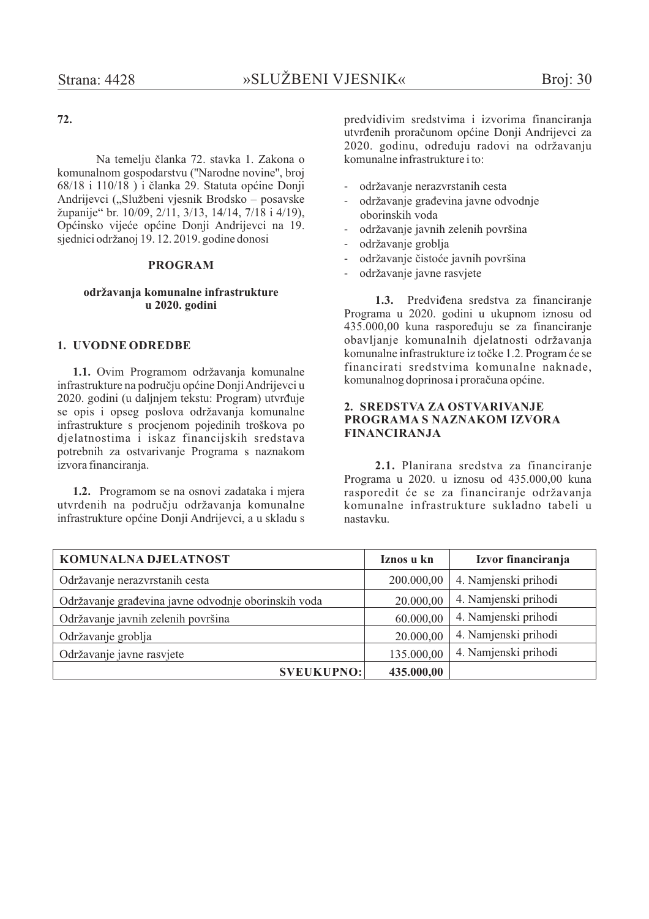**72.**

Na temelju članka 72. stavka 1. Zakona o komunalnom gospodarstvu ("Narodne novine", broj 68/18 i 110/18 ) i članka 29. Statuta općine Donji Andrijevci („Službeni vjesnik Brodsko – posavske županije" br. 10/09, 2/11, 3/13, 14/14, 7/18 i 4/19), Općinsko vijeće općine Donji Andrijevci na 19. sjednici održanoj 19. 12. 2019. godine donosi

**PROGRAM**

**održavanja komunalne infrastrukture u 2020. godini**

## 1. UVODNE ODREDBE

**1.1.** Ovim Programom održavanja komunalne infrastrukture na području općine Donji Andrijevci u 2020. godini (u daljnjem tekstu: Program) utvrđuje se opis i opseg poslova održavanja komunalne infrastrukture s procjenom pojedinih troškova po djelatnostima i iskaz financijskih sredstava potrebnih za ostvarivanje Programa s naznakom izvora financiranja.

**1.2.** Programom se na osnovi zadataka i mjera utvrđenih na području održavanja komunalne infrastrukture općine Donji Andrijevci, a u skladu s predvidivim sredstvima i izvorima financiranja utvrđenih proračunom općine Donji Andrijevci za 2020. godinu, određuju radovi na održavanju komunalne infrastrukture i to:

- održavanje nerazvrstanih cesta
- održavanje građevina javne odvodnje oborinskih voda
- održavanje javnih zelenih površina
- održavanje groblja
- održavanje čistoće javnih površina
- održavanje javne rasvjete

**1.3.** Predviđena sredstva za financiranje Programa u 2020. godini u ukupnom iznosu od 435.000,00 kuna raspoređuju se za financiranje obavljanje komunalnih djelatnosti održavanja komunalne infrastrukture iz točke 1.2. Program će se financirati sredstvima komunalne naknade, komunalnog doprinosa i proračuna općine.

## 2. SREDSTVA ZA OSTVARIVANJE PROGRAMA S NAZNAKOM IZVORA FINANCIRANJA

**2.1.** Planirana sredstva za financiranje Programa u 2020. u iznosu od 435.000,00 kuna rasporedit će se za financiranje održavanja komunalne infrastrukture sukladno tabeli u nastavku.

| KOMUNALNA DJELATNOST | Iznos u kn | Izvor financiranja |
|---|---|---|
| Održavanje nerazvrstanih cesta | 200.000,00 | 4. Namjenski prihodi |
| Održavanje građevina javne odvodnje oborinskih voda | 20.000,00 | 4. Namjenski prihodi |
| Održavanje javnih zelenih površina | 60.000,00 | 4. Namjenski prihodi |
| Održavanje groblja | 20.000,00 | 4. Namjenski prihodi |
| Održavanje javne rasvjete | 135.000,00 | 4. Namjenski prihodi |
| **SVEUKUPNO:** | **435.000,00** | |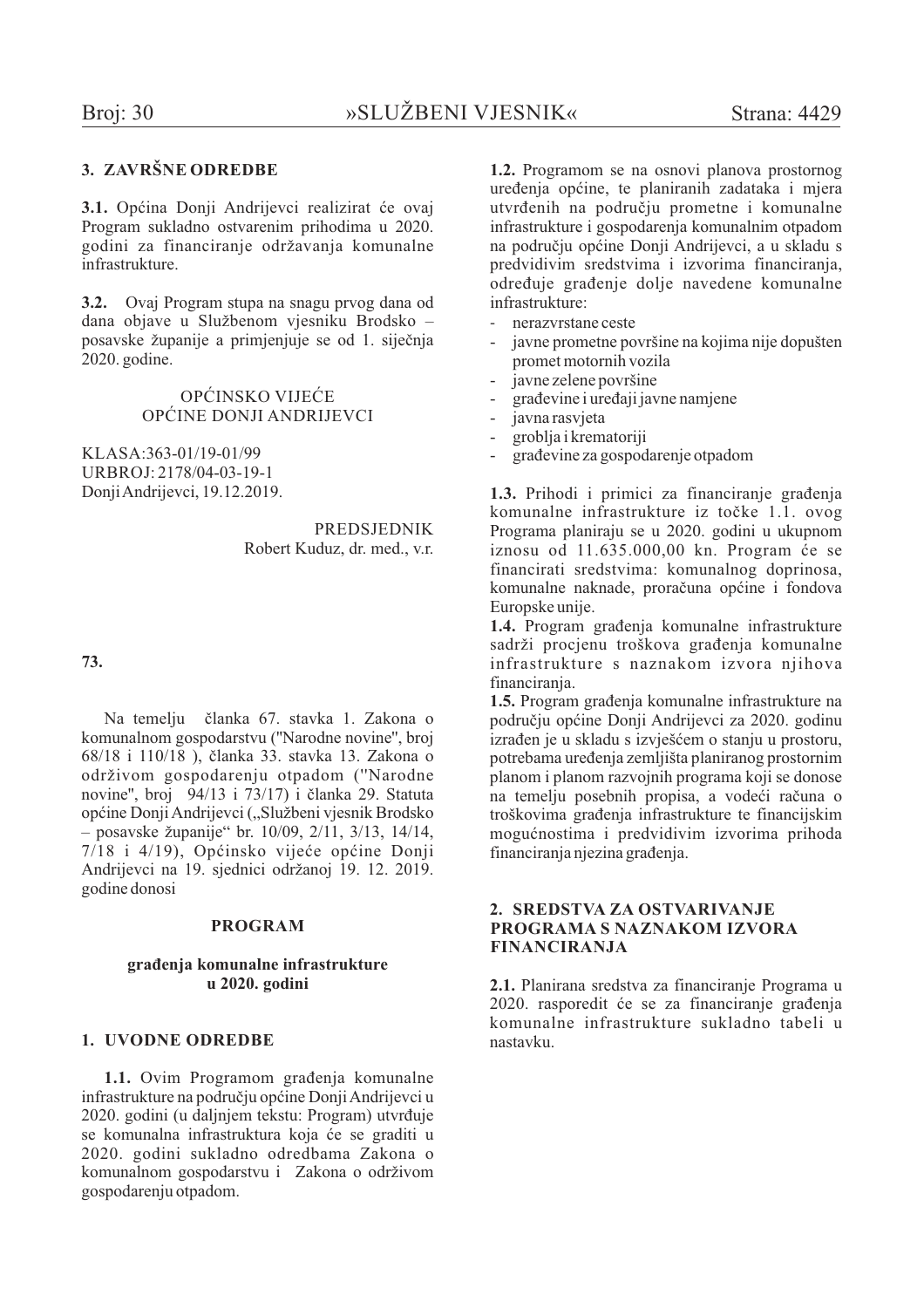## 3. ZAVRŠNE ODREDBE

**3.1.** Općina Donji Andrijevci realizirat će ovaj Program sukladno ostvarenim prihodima u 2020. godini za financiranje održavanja komunalne infrastrukture.

**3.2.** Ovaj Program stupa na snagu prvog dana od dana objave u Službenom vjesniku Brodsko – posavske županije a primjenjuje se od 1. siječnja 2020. godine.

OPĆINSKO VIJEĆE
OPĆINE DONJI ANDRIJEVCI

KLASA:363-01/19-01/99
URBROJ: 2178/04-03-19-1
Donji Andrijevci, 19.12.2019.

PREDSJEDNIK
Robert Kuduz, dr. med., v.r.

**73.**

Na temelju članka 67. stavka 1. Zakona o komunalnom gospodarstvu ("Narodne novine", broj 68/18 i 110/18 ), članka 33. stavka 13. Zakona o održivom gospodarenju otpadom ("Narodne novine", broj 94/13 i 73/17) i članka 29. Statuta općine Donji Andrijevci („Službeni vjesnik Brodsko – posavske županije" br. 10/09, 2/11, 3/13, 14/14, 7/18 i 4/19), Općinsko vijeće općine Donji Andrijevci na 19. sjednici održanoj 19. 12. 2019. godine donosi

**PROGRAM**

**građenja komunalne infrastrukture u 2020. godini**

## 1. UVODNE ODREDBE

**1.1.** Ovim Programom građenja komunalne infrastrukture na području općine Donji Andrijevci u 2020. godini (u daljnjem tekstu: Program) utvrđuje se komunalna infrastruktura koja će se graditi u 2020. godini sukladno odredbama Zakona o komunalnom gospodarstvu i Zakona o održivom gospodarenju otpadom.

**1.2.** Programom se na osnovi planova prostornog uređenja općine, te planiranih zadataka i mjera utvrđenih na području prometne i komunalne infrastrukture i gospodarenja komunalnim otpadom na području općine Donji Andrijevci, a u skladu s predvidivim sredstvima i izvorima financiranja, određuje građenje dolje navedene komunalne infrastrukture:

- nerazvrstane ceste
- javne prometne površine na kojima nije dopušten promet motornih vozila
- javne zelene površine
- građevine i uređaji javne namjene
- javna rasvjeta
- groblja i krematoriji
- građevine za gospodarenje otpadom

**1.3.** Prihodi i primici za financiranje građenja komunalne infrastrukture iz točke 1.1. ovog Programa planiraju se u 2020. godini u ukupnom iznosu od 11.635.000,00 kn. Program će se financirati sredstvima: komunalnog doprinosa, komunalne naknade, proračuna općine i fondova Europske unije.

**1.4.** Program građenja komunalne infrastrukture sadrži procjenu troškova građenja komunalne infrastrukture s naznakom izvora njihova financiranja.

**1.5.** Program građenja komunalne infrastrukture na području općine Donji Andrijevci za 2020. godinu izrađen je u skladu s izvješćem o stanju u prostoru, potrebama uređenja zemljišta planiranog prostornim planom i planom razvojnih programa koji se donose na temelju posebnih propisa, a vodeći računa o troškovima građenja infrastrukture te financijskim mogućnostima i predvidivim izvorima prihoda financiranja njezina građenja.

## 2. SREDSTVA ZA OSTVARIVANJE PROGRAMA S NAZNAKOM IZVORA FINANCIRANJA

**2.1.** Planirana sredstva za financiranje Programa u 2020. rasporedit će se za financiranje građenja komunalne infrastrukture sukladno tabeli u nastavku.